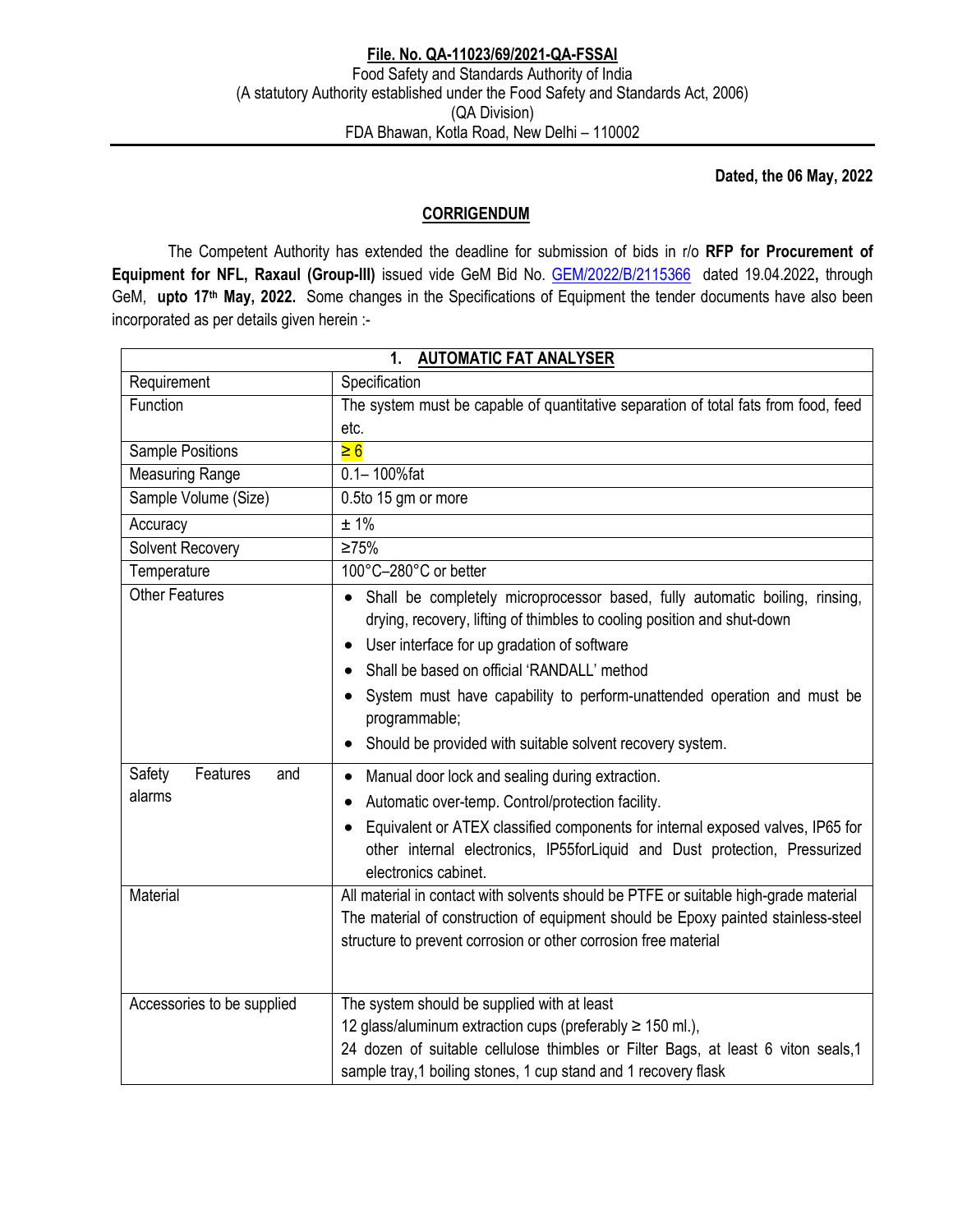**File. No. QA-11023/69/2021-QA-FSSAI**
Food Safety and Standards Authority of India
(A statutory Authority established under the Food Safety and Standards Act, 2006)
(QA Division)
FDA Bhawan, Kotla Road, New Delhi – 110002

**Dated, the 06 May, 2022**

## CORRIGENDUM

The Competent Authority has extended the deadline for submission of bids in r/o **RFP for Procurement of Equipment for NFL, Raxaul (Group-III)** issued vide GeM Bid No. GEM/2022/B/2115366 dated 19.04.2022**,** through GeM, **upto 17th May, 2022.** Some changes in the Specifications of Equipment the tender documents have also been incorporated as per details given herein :-

| **1. AUTOMATIC FAT ANALYSER** | |
|---|---|
| Requirement | Specification |
| Function | The system must be capable of quantitative separation of total fats from food, feed etc. |
| Sample Positions | ≥ 6 |
| Measuring Range | 0.1– 100%fat |
| Sample Volume (Size) | 0.5to 15 gm or more |
| Accuracy | ± 1% |
| Solvent Recovery | ≥75% |
| Temperature | 100°C–280°C or better |
| Other Features | • Shall be completely microprocessor based, fully automatic boiling, rinsing, drying, recovery, lifting of thimbles to cooling position and shut-down<br>• User interface for up gradation of software<br>• Shall be based on official 'RANDALL' method<br>• System must have capability to perform-unattended operation and must be programmable;<br>• Should be provided with suitable solvent recovery system. |
| Safety Features and alarms | • Manual door lock and sealing during extraction.<br>• Automatic over-temp. Control/protection facility.<br>• Equivalent or ATEX classified components for internal exposed valves, IP65 for other internal electronics, IP55forLiquid and Dust protection, Pressurized electronics cabinet. |
| Material | All material in contact with solvents should be PTFE or suitable high-grade material The material of construction of equipment should be Epoxy painted stainless-steel structure to prevent corrosion or other corrosion free material |
| Accessories to be supplied | The system should be supplied with at least<br>12 glass/aluminum extraction cups (preferably ≥ 150 ml.),<br>24 dozen of suitable cellulose thimbles or Filter Bags, at least 6 viton seals,1 sample tray,1 boiling stones, 1 cup stand and 1 recovery flask |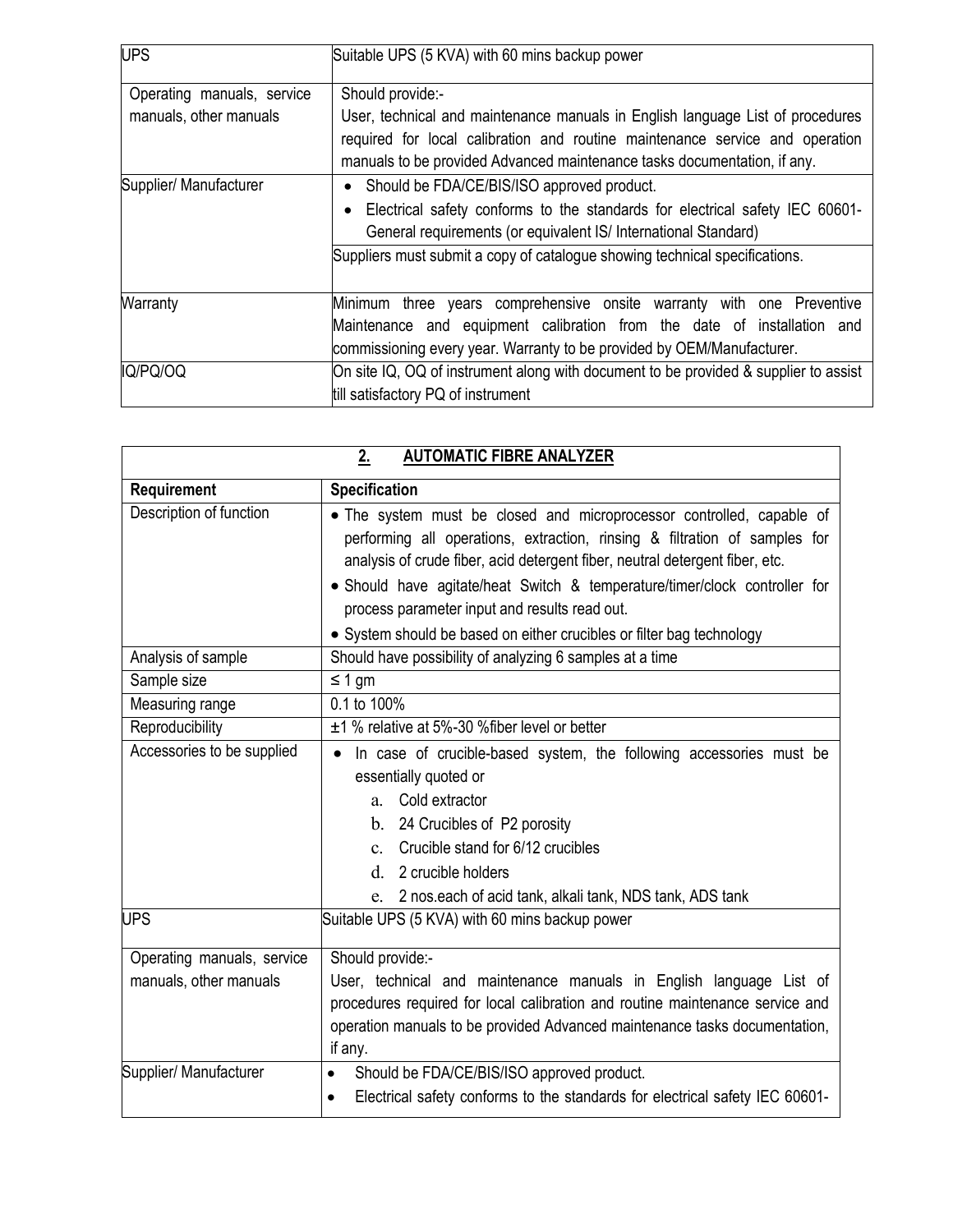| UPS | Suitable UPS (5 KVA) with 60 mins backup power |
|---|---|
| Operating manuals, service manuals, other manuals | Should provide:- <br> User, technical and maintenance manuals in English language List of procedures required for local calibration and routine maintenance service and operation manuals to be provided Advanced maintenance tasks documentation, if any. |
| Supplier/ Manufacturer | • Should be FDA/CE/BIS/ISO approved product. <br> • Electrical safety conforms to the standards for electrical safety IEC 60601- General requirements (or equivalent IS/ International Standard) <br> Suppliers must submit a copy of catalogue showing technical specifications. |
| Warranty | Minimum three years comprehensive onsite warranty with one Preventive Maintenance and equipment calibration from the date of installation and commissioning every year. Warranty to be provided by OEM/Manufacturer. |
| IQ/PQ/OQ | On site IQ, OQ of instrument along with document to be provided & supplier to assist till satisfactory PQ of instrument |

## 2. AUTOMATIC FIBRE ANALYZER

| Requirement | Specification |
|---|---|
| Description of function | • The system must be closed and microprocessor controlled, capable of performing all operations, extraction, rinsing & filtration of samples for analysis of crude fiber, acid detergent fiber, neutral detergent fiber, etc. <br> • Should have agitate/heat Switch & temperature/timer/clock controller for process parameter input and results read out. <br> • System should be based on either crucibles or filter bag technology |
| Analysis of sample | Should have possibility of analyzing 6 samples at a time |
| Sample size | ≤ 1 gm |
| Measuring range | 0.1 to 100% |
| Reproducibility | ±1 % relative at 5%-30 %fiber level or better |
| Accessories to be supplied | • In case of crucible-based system, the following accessories must be essentially quoted or <br> a. Cold extractor <br> b. 24 Crucibles of P2 porosity <br> c. Crucible stand for 6/12 crucibles <br> d. 2 crucible holders <br> e. 2 nos.each of acid tank, alkali tank, NDS tank, ADS tank |
| UPS | Suitable UPS (5 KVA) with 60 mins backup power |
| Operating manuals, service manuals, other manuals | Should provide:- <br> User, technical and maintenance manuals in English language List of procedures required for local calibration and routine maintenance service and operation manuals to be provided Advanced maintenance tasks documentation, if any. |
| Supplier/ Manufacturer | • Should be FDA/CE/BIS/ISO approved product. <br> • Electrical safety conforms to the standards for electrical safety IEC 60601- |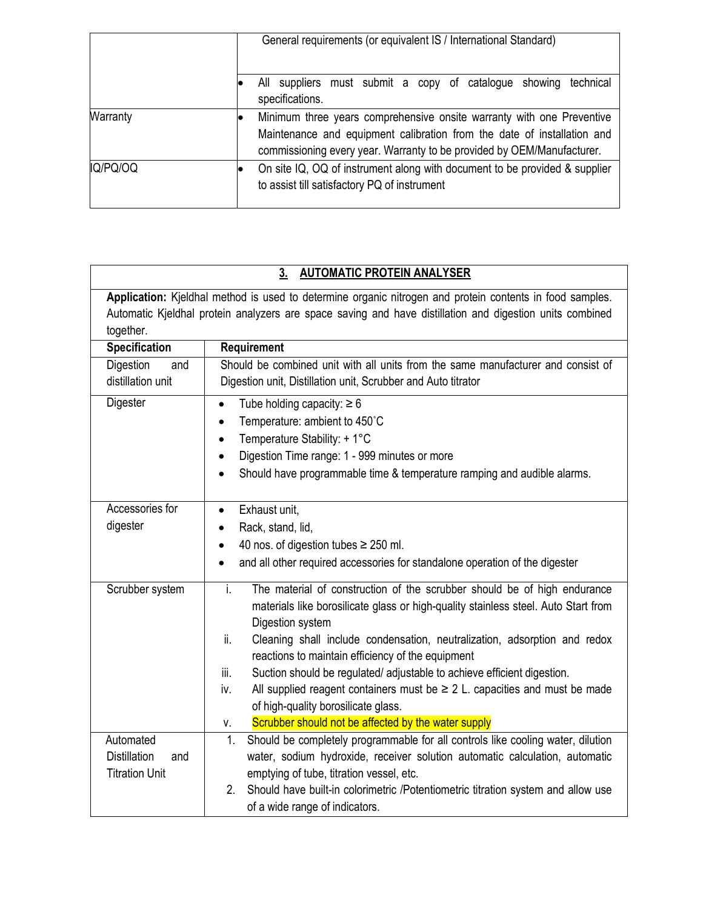| | |
|---|---|
| | General requirements (or equivalent IS / International Standard) |
| | • All suppliers must submit a copy of catalogue showing technical specifications. |
| Warranty | • Minimum three years comprehensive onsite warranty with one Preventive Maintenance and equipment calibration from the date of installation and commissioning every year. Warranty to be provided by OEM/Manufacturer. |
| IQ/PQ/OQ | • On site IQ, OQ of instrument along with document to be provided & supplier to assist till satisfactory PQ of instrument |

## 3. AUTOMATIC PROTEIN ANALYSER

**Application:** Kjeldhal method is used to determine organic nitrogen and protein contents in food samples. Automatic Kjeldhal protein analyzers are space saving and have distillation and digestion units combined together.

| Specification | Requirement |
|---|---|
| Digestion and distillation unit | Should be combined unit with all units from the same manufacturer and consist of Digestion unit, Distillation unit, Scrubber and Auto titrator |
| Digester | • Tube holding capacity: ≥ 6<br>• Temperature: ambient to 450˚C<br>• Temperature Stability: + 1°C<br>• Digestion Time range: 1 - 999 minutes or more<br>• Should have programmable time & temperature ramping and audible alarms. |
| Accessories for digester | • Exhaust unit,<br>• Rack, stand, lid,<br>• 40 nos. of digestion tubes ≥ 250 ml.<br>• and all other required accessories for standalone operation of the digester |
| Scrubber system | i. The material of construction of the scrubber should be of high endurance materials like borosilicate glass or high-quality stainless steel. Auto Start from Digestion system<br>ii. Cleaning shall include condensation, neutralization, adsorption and redox reactions to maintain efficiency of the equipment<br>iii. Suction should be regulated/ adjustable to achieve efficient digestion.<br>iv. All supplied reagent containers must be ≥ 2 L. capacities and must be made of high-quality borosilicate glass.<br>v. Scrubber should not be affected by the water supply |
| Automated Distillation and Titration Unit | 1. Should be completely programmable for all controls like cooling water, dilution water, sodium hydroxide, receiver solution automatic calculation, automatic emptying of tube, titration vessel, etc.<br>2. Should have built-in colorimetric /Potentiometric titration system and allow use of a wide range of indicators. |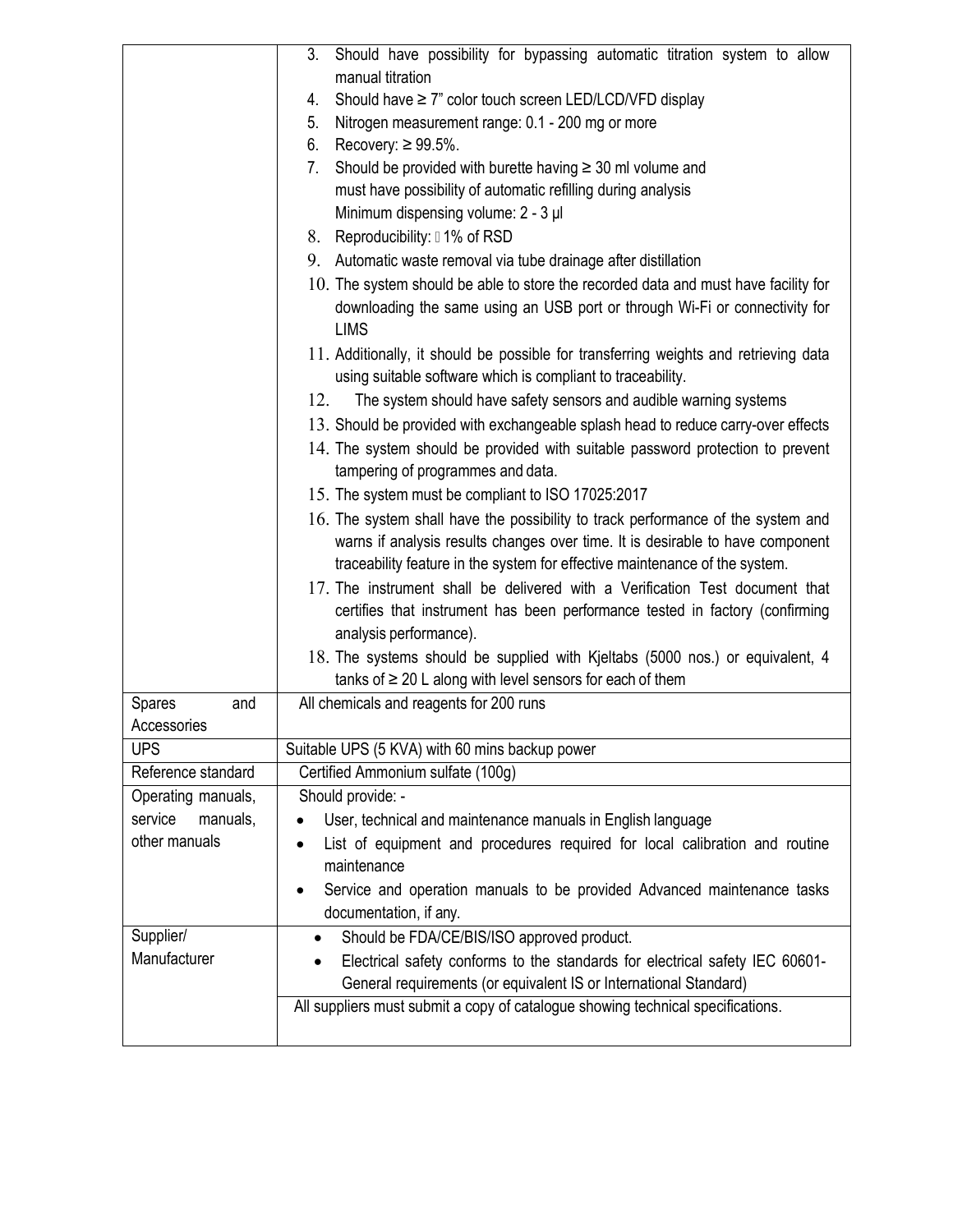| | |
|---|---|
| | 3. Should have possibility for bypassing automatic titration system to allow manual titration<br>4. Should have ≥ 7" color touch screen LED/LCD/VFD display<br>5. Nitrogen measurement range: 0.1 - 200 mg or more<br>6. Recovery: ≥ 99.5%.<br>7. Should be provided with burette having ≥ 30 ml volume and must have possibility of automatic refilling during analysis Minimum dispensing volume: 2 - 3 µl<br>8. Reproducibility:  1% of RSD<br>9. Automatic waste removal via tube drainage after distillation<br>10. The system should be able to store the recorded data and must have facility for downloading the same using an USB port or through Wi-Fi or connectivity for LIMS<br>11. Additionally, it should be possible for transferring weights and retrieving data using suitable software which is compliant to traceability.<br>12. The system should have safety sensors and audible warning systems<br>13. Should be provided with exchangeable splash head to reduce carry-over effects<br>14. The system should be provided with suitable password protection to prevent tampering of programmes and data.<br>15. The system must be compliant to ISO 17025:2017<br>16. The system shall have the possibility to track performance of the system and warns if analysis results changes over time. It is desirable to have component traceability feature in the system for effective maintenance of the system.<br>17. The instrument shall be delivered with a Verification Test document that certifies that instrument has been performance tested in factory (confirming analysis performance).<br>18. The systems should be supplied with Kjeltabs (5000 nos.) or equivalent, 4 tanks of ≥ 20 L along with level sensors for each of them |
| Spares and Accessories | All chemicals and reagents for 200 runs |
| UPS | Suitable UPS (5 KVA) with 60 mins backup power |
| Reference standard | Certified Ammonium sulfate (100g) |
| Operating manuals, service manuals, other manuals | Should provide: -<br>• User, technical and maintenance manuals in English language<br>• List of equipment and procedures required for local calibration and routine maintenance<br>• Service and operation manuals to be provided Advanced maintenance tasks documentation, if any. |
| Supplier/ Manufacturer | • Should be FDA/CE/BIS/ISO approved product.<br>• Electrical safety conforms to the standards for electrical safety IEC 60601- General requirements (or equivalent IS or International Standard) |
| | All suppliers must submit a copy of catalogue showing technical specifications. |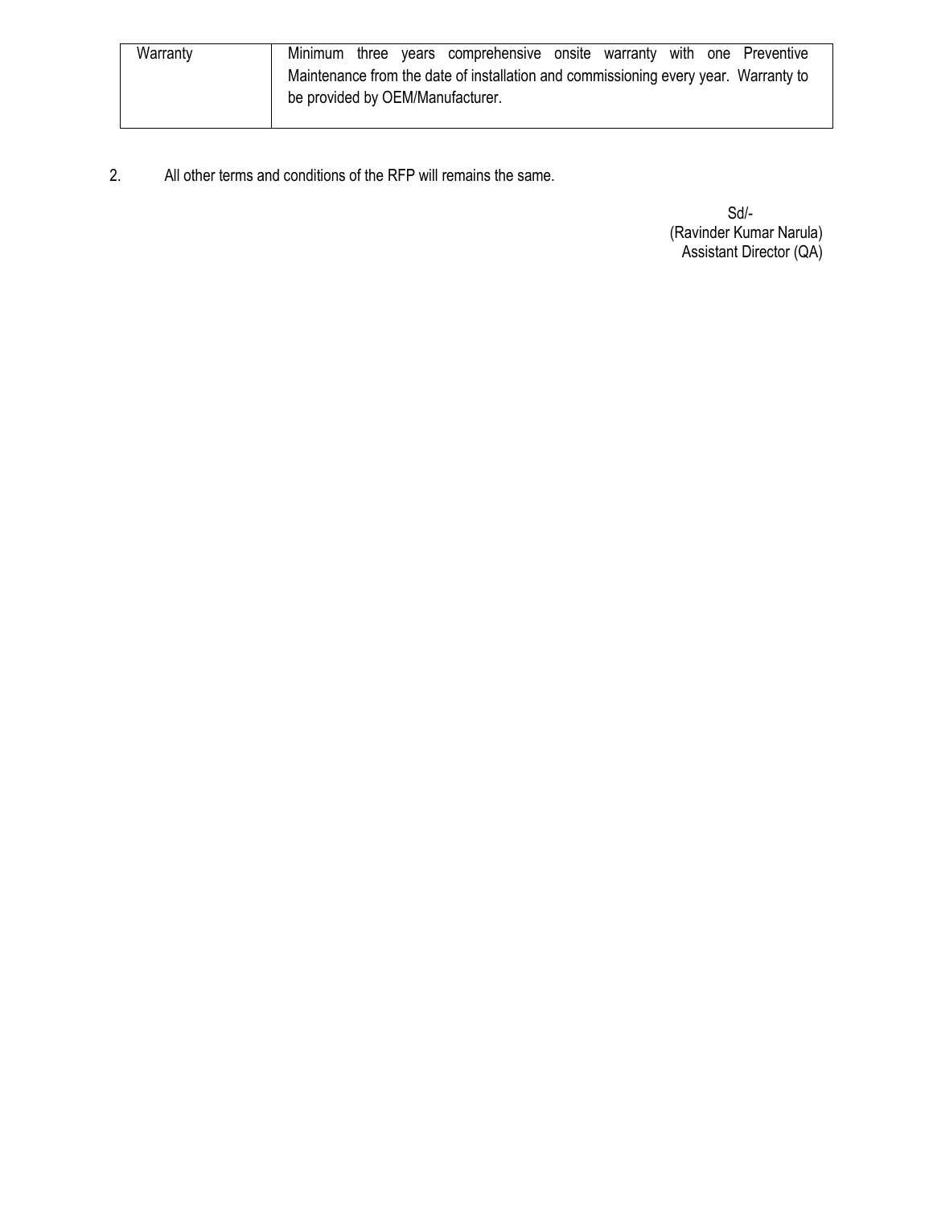| | |
|---|---|
| Warranty | Minimum three years comprehensive onsite warranty with one Preventive Maintenance from the date of installation and commissioning every year. Warranty to be provided by OEM/Manufacturer. |

2. All other terms and conditions of the RFP will remains the same.

Sd/-
(Ravinder Kumar Narula)
Assistant Director (QA)